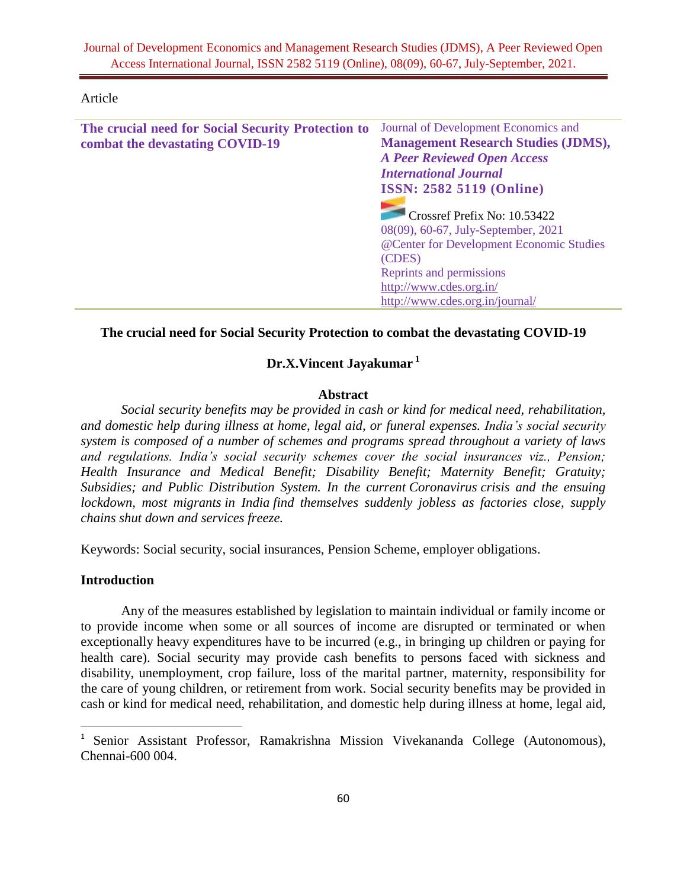Article

| | |
|---|---|
| **The crucial need for Social Security Protection to combat the devastating COVID-19** | Journal of Development Economics and **Management Research Studies (JDMS),** ***A Peer Reviewed Open Access International Journal*** **ISSN: 2582 5119 (Online)** Crossref Prefix No: 10.53422 08(09), 60-67, July-September, 2021 @Center for Development Economic Studies (CDES) Reprints and permissions http://www.cdes.org.in/ http://www.cdes.org.in/journal/ |

# The crucial need for Social Security Protection to combat the devastating COVID-19

**Dr.X.Vincent Jayakumar** [1]

## Abstract

*Social security benefits may be provided in cash or kind for medical need, rehabilitation, and domestic help during illness at home, legal aid, or funeral expenses. India's social security system is composed of a number of schemes and programs spread throughout a variety of laws and regulations. India's social security schemes cover the social insurances viz., Pension; Health Insurance and Medical Benefit; Disability Benefit; Maternity Benefit; Gratuity; Subsidies; and Public Distribution System. In the current Coronavirus crisis and the ensuing lockdown, most migrants in India find themselves suddenly jobless as factories close, supply chains shut down and services freeze.*

Keywords: Social security, social insurances, Pension Scheme, employer obligations.

## Introduction

Any of the measures established by legislation to maintain individual or family income or to provide income when some or all sources of income are disrupted or terminated or when exceptionally heavy expenditures have to be incurred (e.g., in bringing up children or paying for health care). Social security may provide cash benefits to persons faced with sickness and disability, unemployment, crop failure, loss of the marital partner, maternity, responsibility for the care of young children, or retirement from work. Social security benefits may be provided in cash or kind for medical need, rehabilitation, and domestic help during illness at home, legal aid,

[1] Senior Assistant Professor, Ramakrishna Mission Vivekananda College (Autonomous), Chennai-600 004.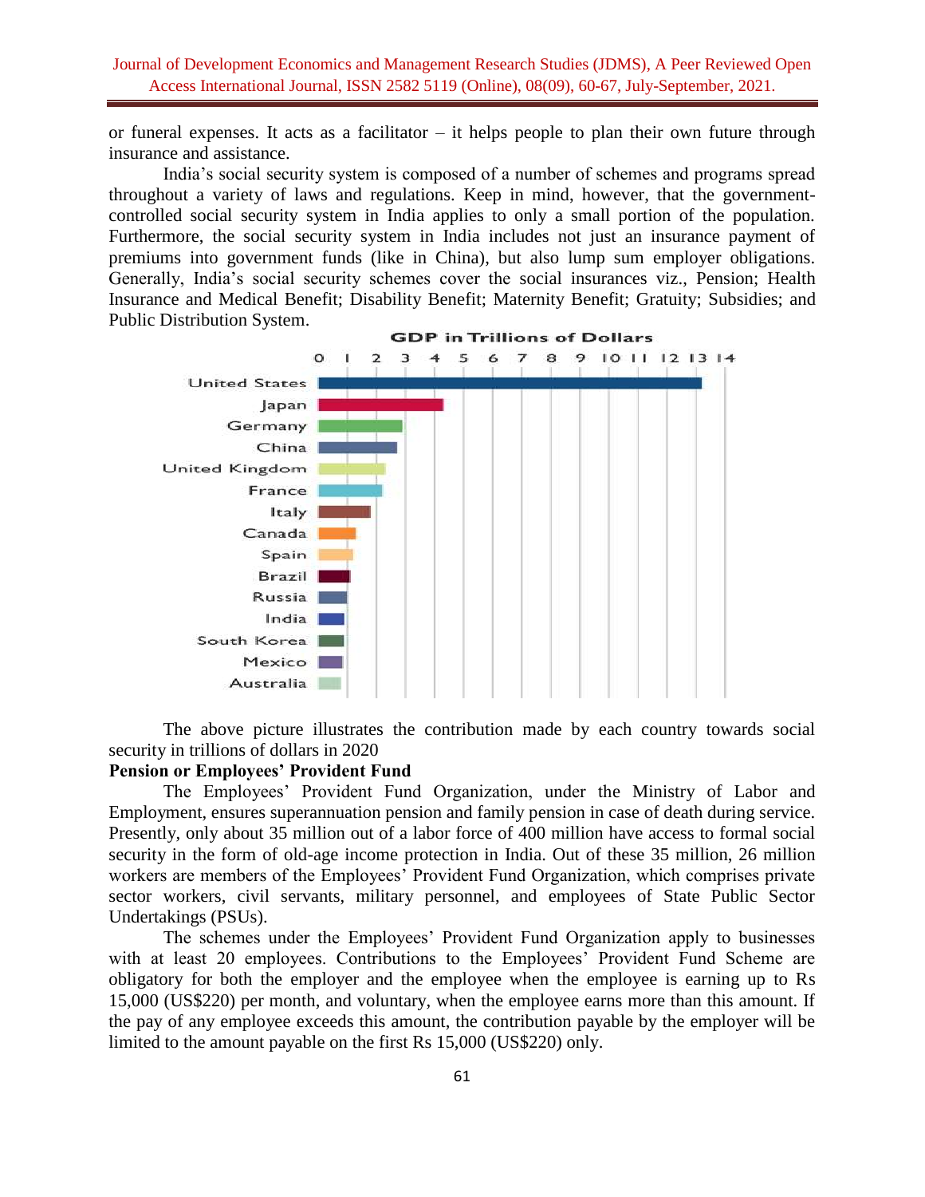or funeral expenses. It acts as a facilitator – it helps people to plan their own future through insurance and assistance.

India's social security system is composed of a number of schemes and programs spread throughout a variety of laws and regulations. Keep in mind, however, that the government-controlled social security system in India applies to only a small portion of the population. Furthermore, the social security system in India includes not just an insurance payment of premiums into government funds (like in China), but also lump sum employer obligations. Generally, India's social security schemes cover the social insurances viz., Pension; Health Insurance and Medical Benefit; Disability Benefit; Maternity Benefit; Gratuity; Subsidies; and Public Distribution System.

GDP in Trillions of Dollars

0 1 2 3 4 5 6 7 8 9 10 11 12 13 14

United States
Japan
Germany
China
United Kingdom
France
Italy
Canada
Spain
Brazil
Russia
India
South Korea
Mexico
Australia

The above picture illustrates the contribution made by each country towards social security in trillions of dollars in 2020

**Pension or Employees' Provident Fund**

The Employees' Provident Fund Organization, under the Ministry of Labor and Employment, ensures superannuation pension and family pension in case of death during service. Presently, only about 35 million out of a labor force of 400 million have access to formal social security in the form of old-age income protection in India. Out of these 35 million, 26 million workers are members of the Employees' Provident Fund Organization, which comprises private sector workers, civil servants, military personnel, and employees of State Public Sector Undertakings (PSUs).

The schemes under the Employees' Provident Fund Organization apply to businesses with at least 20 employees. Contributions to the Employees' Provident Fund Scheme are obligatory for both the employer and the employee when the employee is earning up to Rs 15,000 (US$220) per month, and voluntary, when the employee earns more than this amount. If the pay of any employee exceeds this amount, the contribution payable by the employer will be limited to the amount payable on the first Rs 15,000 (US$220) only.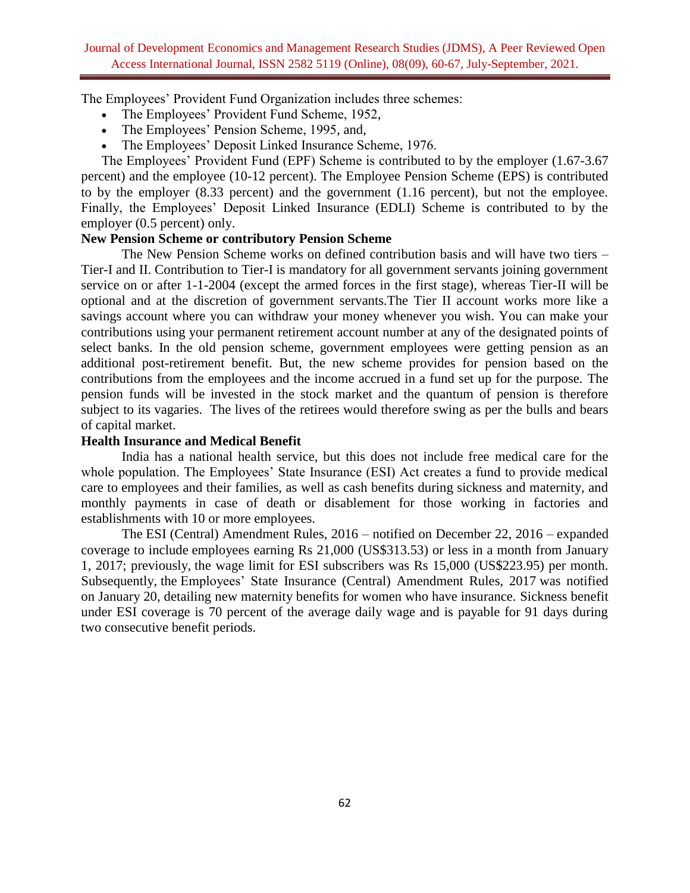The Employees' Provident Fund Organization includes three schemes:

- The Employees' Provident Fund Scheme, 1952,
- The Employees' Pension Scheme, 1995, and,
- The Employees' Deposit Linked Insurance Scheme, 1976.

The Employees' Provident Fund (EPF) Scheme is contributed to by the employer (1.67-3.67 percent) and the employee (10-12 percent). The Employee Pension Scheme (EPS) is contributed to by the employer (8.33 percent) and the government (1.16 percent), but not the employee. Finally, the Employees' Deposit Linked Insurance (EDLI) Scheme is contributed to by the employer (0.5 percent) only.

**New Pension Scheme or contributory Pension Scheme**

The New Pension Scheme works on defined contribution basis and will have two tiers – Tier-I and II. Contribution to Tier-I is mandatory for all government servants joining government service on or after 1-1-2004 (except the armed forces in the first stage), whereas Tier-II will be optional and at the discretion of government servants.The Tier II account works more like a savings account where you can withdraw your money whenever you wish. You can make your contributions using your permanent retirement account number at any of the designated points of select banks. In the old pension scheme, government employees were getting pension as an additional post-retirement benefit. But, the new scheme provides for pension based on the contributions from the employees and the income accrued in a fund set up for the purpose. The pension funds will be invested in the stock market and the quantum of pension is therefore subject to its vagaries. The lives of the retirees would therefore swing as per the bulls and bears of capital market.

**Health Insurance and Medical Benefit**

India has a national health service, but this does not include free medical care for the whole population. The Employees' State Insurance (ESI) Act creates a fund to provide medical care to employees and their families, as well as cash benefits during sickness and maternity, and monthly payments in case of death or disablement for those working in factories and establishments with 10 or more employees.

The ESI (Central) Amendment Rules, 2016 – notified on December 22, 2016 – expanded coverage to include employees earning Rs 21,000 (US$313.53) or less in a month from January 1, 2017; previously, the wage limit for ESI subscribers was Rs 15,000 (US$223.95) per month. Subsequently, the Employees' State Insurance (Central) Amendment Rules, 2017 was notified on January 20, detailing new maternity benefits for women who have insurance. Sickness benefit under ESI coverage is 70 percent of the average daily wage and is payable for 91 days during two consecutive benefit periods.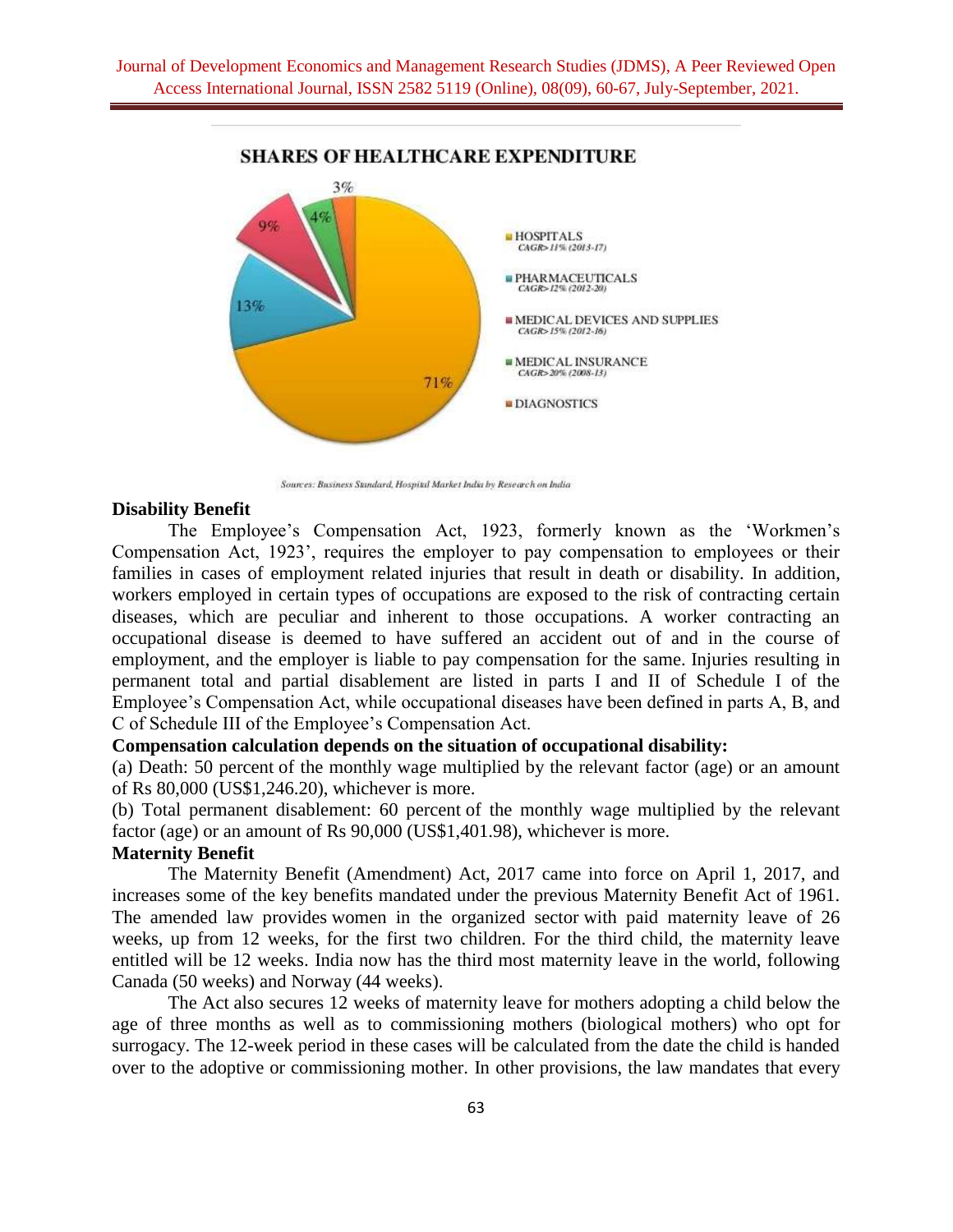SHARES OF HEALTHCARE EXPENDITURE

3%

4%

9%

13%

71%

HOSPITALS
CAGR>11% (2013-17)

PHARMACEUTICALS
CAGR>12% (2012-20)

MEDICAL DEVICES AND SUPPLIES
CAGR>15% (2012-16)

MEDICAL INSURANCE
CAGR>20% (2008-13)

DIAGNOSTICS

*Sources: Business Standard, Hospital Market India by Research on India*

**Disability Benefit**

The Employee's Compensation Act, 1923, formerly known as the 'Workmen's Compensation Act, 1923', requires the employer to pay compensation to employees or their families in cases of employment related injuries that result in death or disability. In addition, workers employed in certain types of occupations are exposed to the risk of contracting certain diseases, which are peculiar and inherent to those occupations. A worker contracting an occupational disease is deemed to have suffered an accident out of and in the course of employment, and the employer is liable to pay compensation for the same. Injuries resulting in permanent total and partial disablement are listed in parts I and II of Schedule I of the Employee's Compensation Act, while occupational diseases have been defined in parts A, B, and C of Schedule III of the Employee's Compensation Act.

**Compensation calculation depends on the situation of occupational disability:**

(a) Death: 50 percent of the monthly wage multiplied by the relevant factor (age) or an amount of Rs 80,000 (US$1,246.20), whichever is more.

(b) Total permanent disablement: 60 percent of the monthly wage multiplied by the relevant factor (age) or an amount of Rs 90,000 (US$1,401.98), whichever is more.

**Maternity Benefit**

The Maternity Benefit (Amendment) Act, 2017 came into force on April 1, 2017, and increases some of the key benefits mandated under the previous Maternity Benefit Act of 1961. The amended law provides women in the organized sector with paid maternity leave of 26 weeks, up from 12 weeks, for the first two children. For the third child, the maternity leave entitled will be 12 weeks. India now has the third most maternity leave in the world, following Canada (50 weeks) and Norway (44 weeks).

The Act also secures 12 weeks of maternity leave for mothers adopting a child below the age of three months as well as to commissioning mothers (biological mothers) who opt for surrogacy. The 12-week period in these cases will be calculated from the date the child is handed over to the adoptive or commissioning mother. In other provisions, the law mandates that every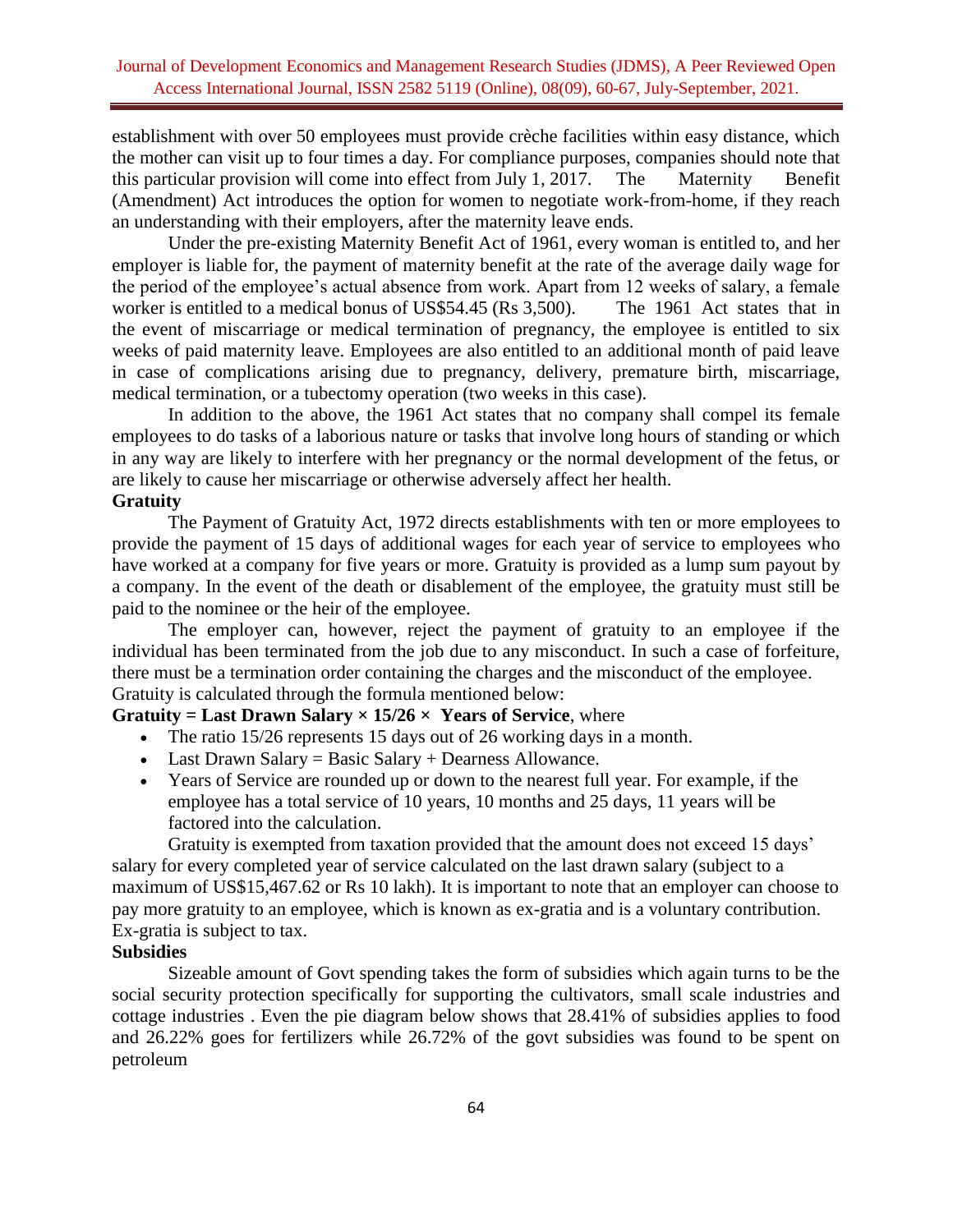establishment with over 50 employees must provide crèche facilities within easy distance, which the mother can visit up to four times a day. For compliance purposes, companies should note that this particular provision will come into effect from July 1, 2017. The Maternity Benefit (Amendment) Act introduces the option for women to negotiate work-from-home, if they reach an understanding with their employers, after the maternity leave ends.

Under the pre-existing Maternity Benefit Act of 1961, every woman is entitled to, and her employer is liable for, the payment of maternity benefit at the rate of the average daily wage for the period of the employee's actual absence from work. Apart from 12 weeks of salary, a female worker is entitled to a medical bonus of US$54.45 (Rs 3,500). The 1961 Act states that in the event of miscarriage or medical termination of pregnancy, the employee is entitled to six weeks of paid maternity leave. Employees are also entitled to an additional month of paid leave in case of complications arising due to pregnancy, delivery, premature birth, miscarriage, medical termination, or a tubectomy operation (two weeks in this case).

In addition to the above, the 1961 Act states that no company shall compel its female employees to do tasks of a laborious nature or tasks that involve long hours of standing or which in any way are likely to interfere with her pregnancy or the normal development of the fetus, or are likely to cause her miscarriage or otherwise adversely affect her health.

**Gratuity**

The Payment of Gratuity Act, 1972 directs establishments with ten or more employees to provide the payment of 15 days of additional wages for each year of service to employees who have worked at a company for five years or more. Gratuity is provided as a lump sum payout by a company. In the event of the death or disablement of the employee, the gratuity must still be paid to the nominee or the heir of the employee.

The employer can, however, reject the payment of gratuity to an employee if the individual has been terminated from the job due to any misconduct. In such a case of forfeiture, there must be a termination order containing the charges and the misconduct of the employee. Gratuity is calculated through the formula mentioned below:

**Gratuity = Last Drawn Salary × 15/26 × Years of Service**, where

- The ratio 15/26 represents 15 days out of 26 working days in a month.
- Last Drawn Salary = Basic Salary + Dearness Allowance.
- Years of Service are rounded up or down to the nearest full year. For example, if the employee has a total service of 10 years, 10 months and 25 days, 11 years will be factored into the calculation.

Gratuity is exempted from taxation provided that the amount does not exceed 15 days' salary for every completed year of service calculated on the last drawn salary (subject to a maximum of US$15,467.62 or Rs 10 lakh). It is important to note that an employer can choose to pay more gratuity to an employee, which is known as ex-gratia and is a voluntary contribution. Ex-gratia is subject to tax.

**Subsidies**

Sizeable amount of Govt spending takes the form of subsidies which again turns to be the social security protection specifically for supporting the cultivators, small scale industries and cottage industries . Even the pie diagram below shows that 28.41% of subsidies applies to food and 26.22% goes for fertilizers while 26.72% of the govt subsidies was found to be spent on petroleum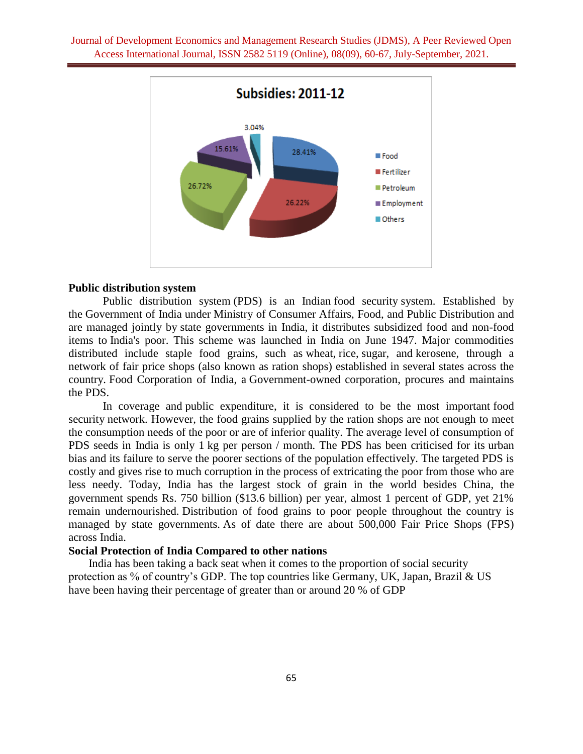Subsidies: 2011-12

3.04%

15.61%

28.41%

26.72%

26.22%

Food

Fertilizer

Petroleum

Employment

Others

**Public distribution system**

Public distribution system (PDS) is an Indian food security system. Established by the Government of India under Ministry of Consumer Affairs, Food, and Public Distribution and are managed jointly by state governments in India, it distributes subsidized food and non-food items to India's poor. This scheme was launched in India on June 1947. Major commodities distributed include staple food grains, such as wheat, rice, sugar, and kerosene, through a network of fair price shops (also known as ration shops) established in several states across the country. Food Corporation of India, a Government-owned corporation, procures and maintains the PDS.

In coverage and public expenditure, it is considered to be the most important food security network. However, the food grains supplied by the ration shops are not enough to meet the consumption needs of the poor or are of inferior quality. The average level of consumption of PDS seeds in India is only 1 kg per person / month. The PDS has been criticised for its urban bias and its failure to serve the poorer sections of the population effectively. The targeted PDS is costly and gives rise to much corruption in the process of extricating the poor from those who are less needy. Today, India has the largest stock of grain in the world besides China, the government spends Rs. 750 billion ($13.6 billion) per year, almost 1 percent of GDP, yet 21% remain undernourished. Distribution of food grains to poor people throughout the country is managed by state governments. As of date there are about 500,000 Fair Price Shops (FPS) across India.

**Social Protection of India Compared to other nations**

India has been taking a back seat when it comes to the proportion of social security protection as % of country's GDP. The top countries like Germany, UK, Japan, Brazil & US have been having their percentage of greater than or around 20 % of GDP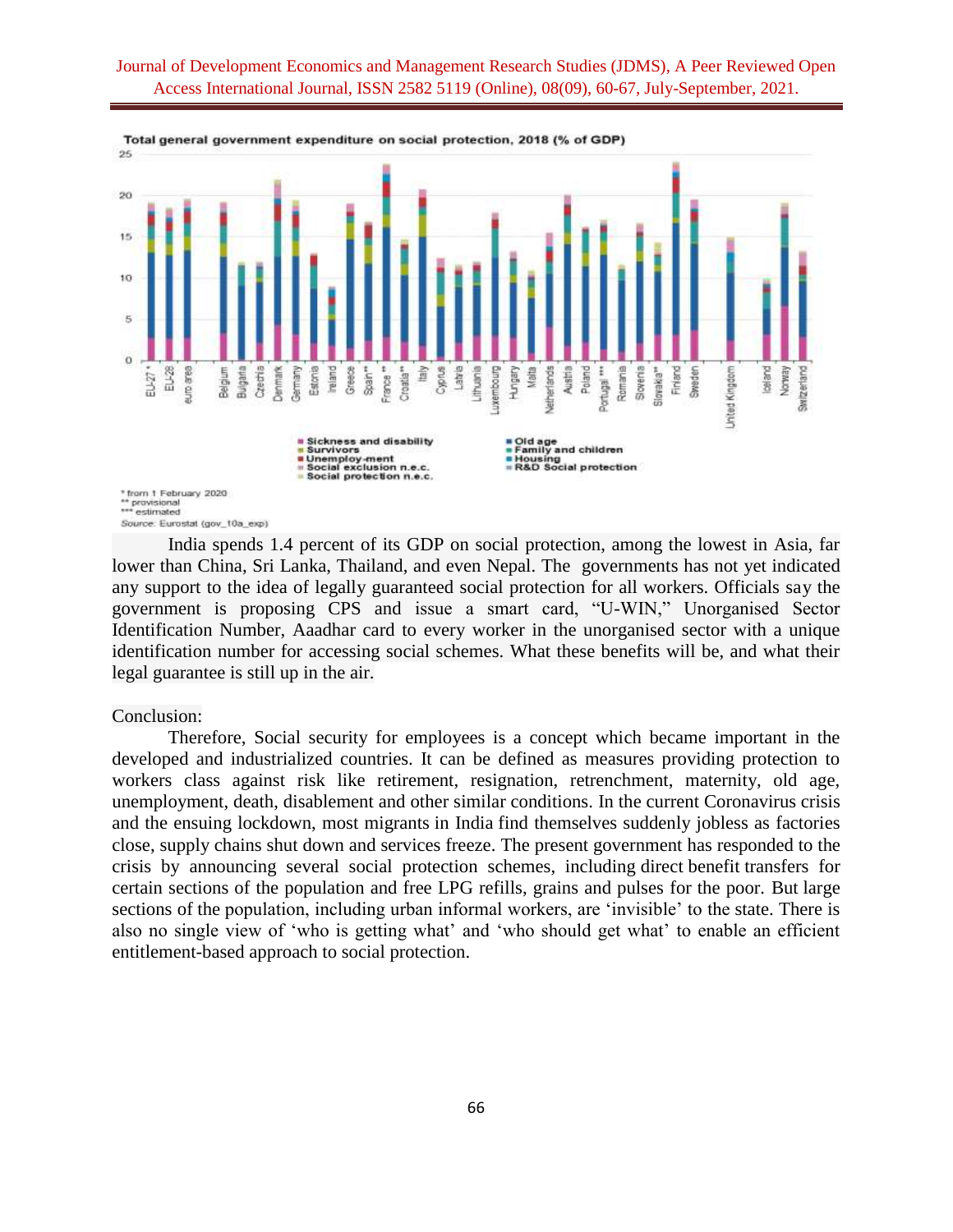Total general government expenditure on social protection, 2018 (% of GDP)

25
20
15
10
5
0

EU-27 * EU-28 euro area Belgium Bulgaria Czechia Denmark Germany Estonia Ireland Greece Spain** France ** Croatia** Italy Cyprus Latvia Lithuania Luxembourg Hungary Malta Netherlands Austria Poland Portugal *** Romania Slovenia Slovakia** Finland Sweden United Kingdom Iceland Norway Switzerland

Sickness and disability
Survivors
Unemploy-ment
Social exclusion n.e.c.
Social protection n.e.c.
Old age
Family and children
Housing
R&D Social protection

\* from 1 February 2020
\*\* provisional
\*\*\* estimated
Source: Eurostat (gov_10a_exp)

India spends 1.4 percent of its GDP on social protection, among the lowest in Asia, far lower than China, Sri Lanka, Thailand, and even Nepal. The governments has not yet indicated any support to the idea of legally guaranteed social protection for all workers. Officials say the government is proposing CPS and issue a smart card, "U-WIN," Unorganised Sector Identification Number, Aaadhar card to every worker in the unorganised sector with a unique identification number for accessing social schemes. What these benefits will be, and what their legal guarantee is still up in the air.

Conclusion:

Therefore, Social security for employees is a concept which became important in the developed and industrialized countries. It can be defined as measures providing protection to workers class against risk like retirement, resignation, retrenchment, maternity, old age, unemployment, death, disablement and other similar conditions. In the current Coronavirus crisis and the ensuing lockdown, most migrants in India find themselves suddenly jobless as factories close, supply chains shut down and services freeze. The present government has responded to the crisis by announcing several social protection schemes, including direct benefit transfers for certain sections of the population and free LPG refills, grains and pulses for the poor. But large sections of the population, including urban informal workers, are 'invisible' to the state. There is also no single view of 'who is getting what' and 'who should get what' to enable an efficient entitlement-based approach to social protection.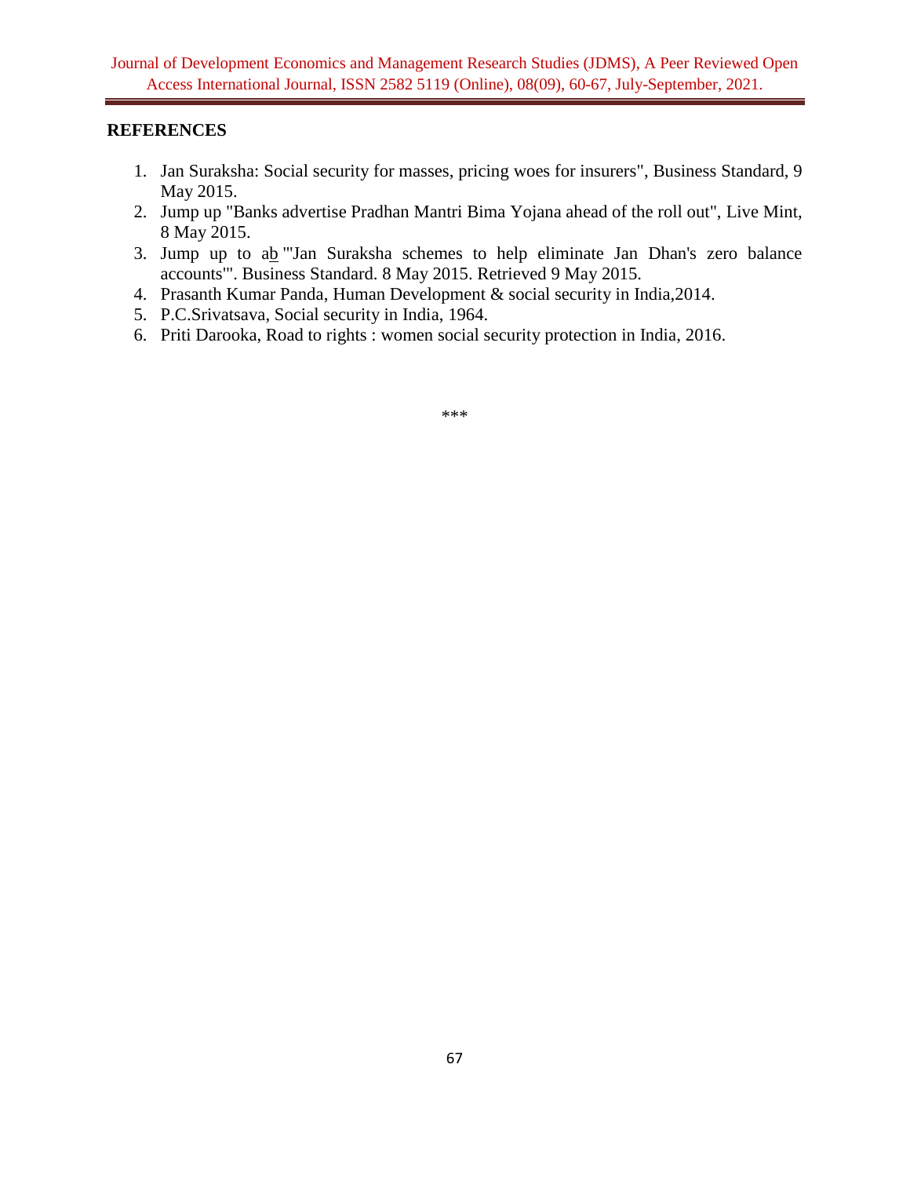## REFERENCES

1. Jan Suraksha: Social security for masses, pricing woes for insurers", Business Standard, 9 May 2015.
2. Jump up "Banks advertise Pradhan Mantri Bima Yojana ahead of the roll out", Live Mint, 8 May 2015.
3. Jump up to ab "'Jan Suraksha schemes to help eliminate Jan Dhan's zero balance accounts'". Business Standard. 8 May 2015. Retrieved 9 May 2015.
4. Prasanth Kumar Panda, Human Development & social security in India,2014.
5. P.C.Srivatsava, Social security in India, 1964.
6. Priti Darooka, Road to rights : women social security protection in India, 2016.

***